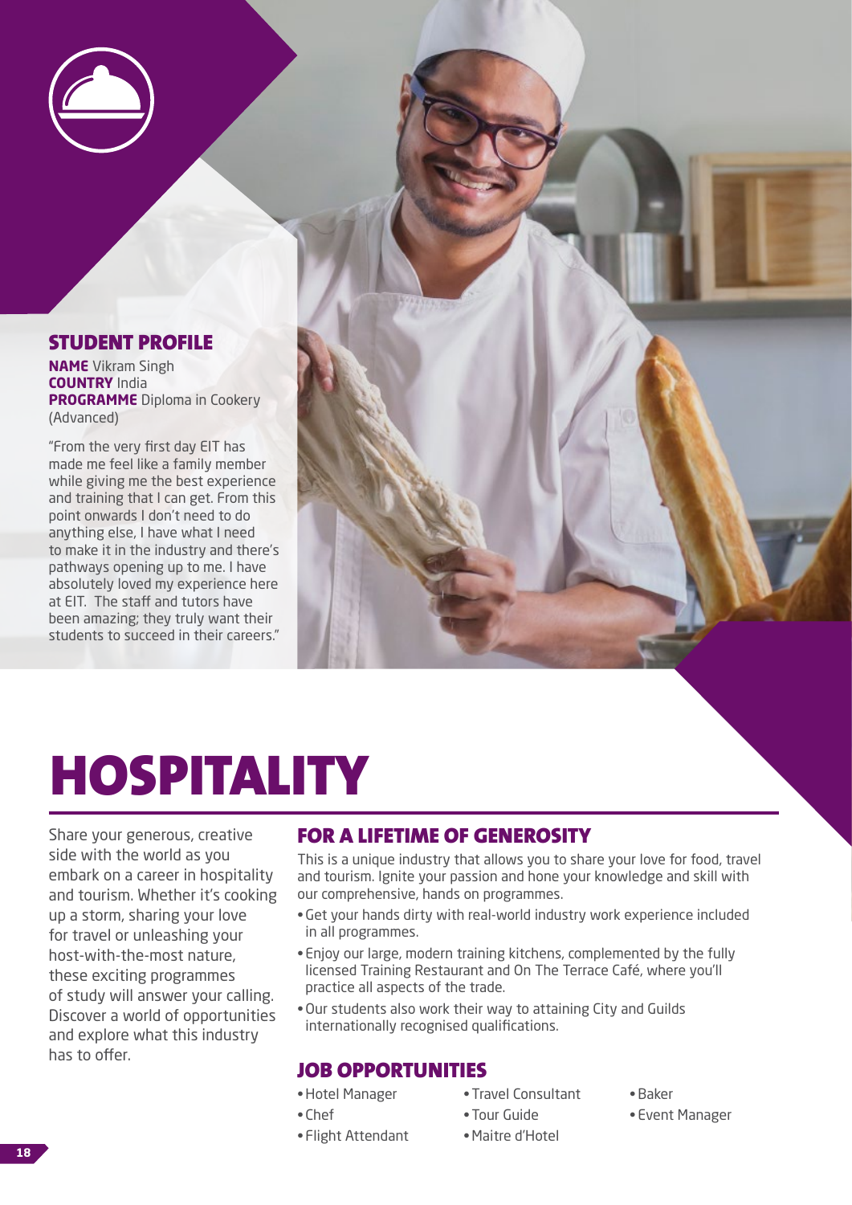## STUDENT PROFILE

**NAME** Vikram Singh
**COUNTRY** India
**PROGRAMME** Diploma in Cookery (Advanced)

"From the very first day EIT has made me feel like a family member while giving me the best experience and training that I can get. From this point onwards I don't need to do anything else, I have what I need to make it in the industry and there's pathways opening up to me. I have absolutely loved my experience here at EIT. The staff and tutors have been amazing; they truly want their students to succeed in their careers."

# HOSPITALITY

Share your generous, creative side with the world as you embark on a career in hospitality and tourism. Whether it's cooking up a storm, sharing your love for travel or unleashing your host-with-the-most nature, these exciting programmes of study will answer your calling. Discover a world of opportunities and explore what this industry has to offer.

## FOR A LIFETIME OF GENEROSITY

This is a unique industry that allows you to share your love for food, travel and tourism. Ignite your passion and hone your knowledge and skill with our comprehensive, hands on programmes.

- Get your hands dirty with real-world industry work experience included in all programmes.
- Enjoy our large, modern training kitchens, complemented by the fully licensed Training Restaurant and On The Terrace Café, where you'll practice all aspects of the trade.
- Our students also work their way to attaining City and Guilds internationally recognised qualifications.

## JOB OPPORTUNITIES

- Hotel Manager
- Chef
- Flight Attendant
- Travel Consultant
- Tour Guide
- Maitre d'Hotel
- Baker
- Event Manager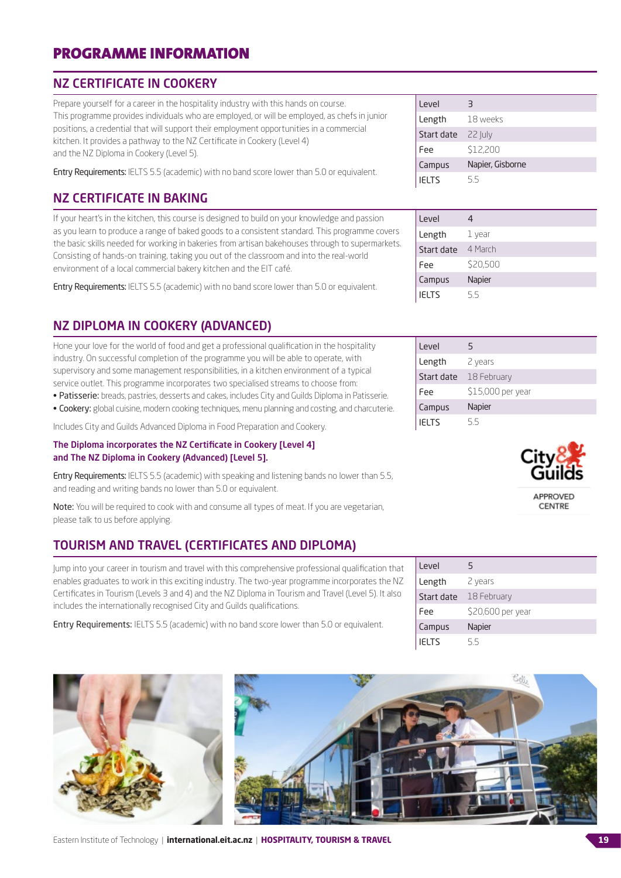# PROGRAMME INFORMATION

## NZ CERTIFICATE IN COOKERY

Prepare yourself for a career in the hospitality industry with this hands on course. This programme provides individuals who are employed, or will be employed, as chefs in junior positions, a credential that will support their employment opportunities in a commercial kitchen. It provides a pathway to the NZ Certificate in Cookery (Level 4) and the NZ Diploma in Cookery (Level 5).

Entry Requirements: IELTS 5.5 (academic) with no band score lower than 5.0 or equivalent.

| | |
|---|---|
| Level | 3 |
| Length | 18 weeks |
| Start date | 22 July |
| Fee | $12,200 |
| Campus | Napier, Gisborne |
| IELTS | 5.5 |

## NZ CERTIFICATE IN BAKING

If your heart's in the kitchen, this course is designed to build on your knowledge and passion as you learn to produce a range of baked goods to a consistent standard. This programme covers the basic skills needed for working in bakeries from artisan bakehouses through to supermarkets. Consisting of hands-on training, taking you out of the classroom and into the real-world environment of a local commercial bakery kitchen and the EIT café.

Entry Requirements: IELTS 5.5 (academic) with no band score lower than 5.0 or equivalent.

| | |
|---|---|
| Level | 4 |
| Length | 1 year |
| Start date | 4 March |
| Fee | $20,500 |
| Campus | Napier |
| IELTS | 5.5 |

## NZ DIPLOMA IN COOKERY (ADVANCED)

Hone your love for the world of food and get a professional qualification in the hospitality industry. On successful completion of the programme you will be able to operate, with supervisory and some management responsibilities, in a kitchen environment of a typical service outlet. This programme incorporates two specialised streams to choose from:

- Patisserie: breads, pastries, desserts and cakes, includes City and Guilds Diploma in Patisserie.
- Cookery: global cuisine, modern cooking techniques, menu planning and costing, and charcuterie.

Includes City and Guilds Advanced Diploma in Food Preparation and Cookery.

**The Diploma incorporates the NZ Certificate in Cookery [Level 4] and The NZ Diploma in Cookery (Advanced) [Level 5].**

Entry Requirements: IELTS 5.5 (academic) with speaking and listening bands no lower than 5.5, and reading and writing bands no lower than 5.0 or equivalent.

Note: You will be required to cook with and consume all types of meat. If you are vegetarian, please talk to us before applying.

| | |
|---|---|
| Level | 5 |
| Length | 2 years |
| Start date | 18 February |
| Fee | $15,000 per year |
| Campus | Napier |
| IELTS | 5.5 |

City & Guilds APPROVED CENTRE

## TOURISM AND TRAVEL (CERTIFICATES AND DIPLOMA)

Jump into your career in tourism and travel with this comprehensive professional qualification that enables graduates to work in this exciting industry. The two-year programme incorporates the NZ Certificates in Tourism (Levels 3 and 4) and the NZ Diploma in Tourism and Travel (Level 5). It also includes the internationally recognised City and Guilds qualifications.

Entry Requirements: IELTS 5.5 (academic) with no band score lower than 5.0 or equivalent.

| | |
|---|---|
| Level | 5 |
| Length | 2 years |
| Start date | 18 February |
| Fee | $20,600 per year |
| Campus | Napier |
| IELTS | 5.5 |